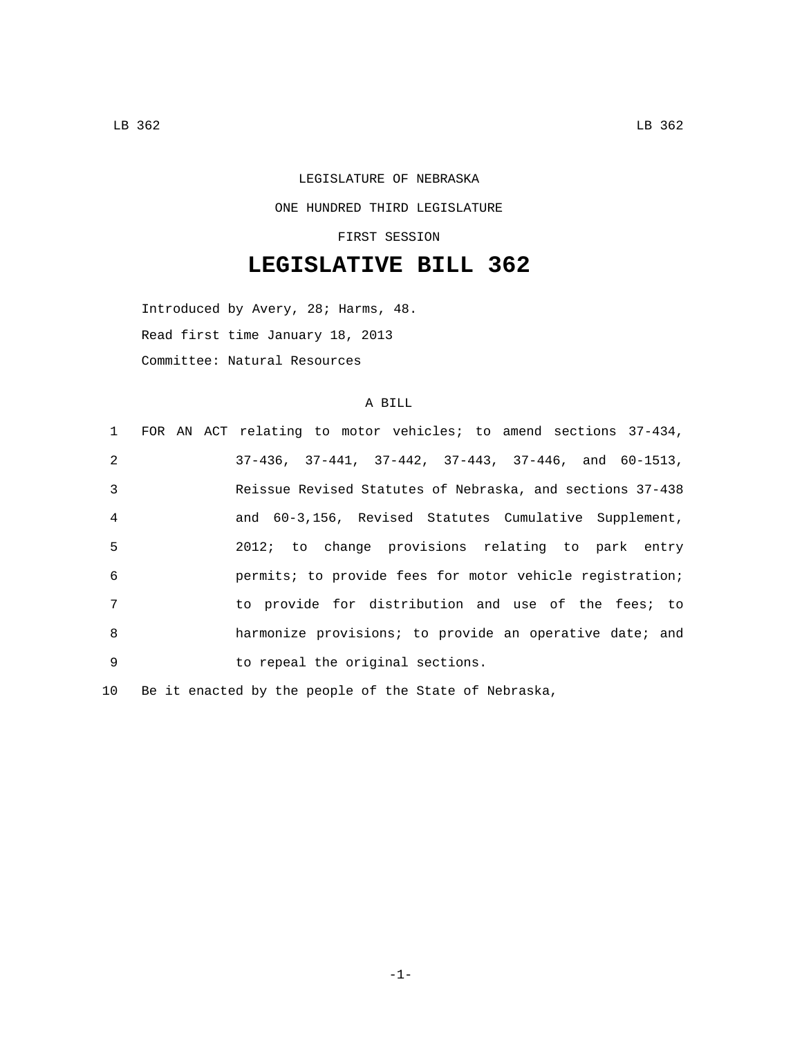LEGISLATURE OF NEBRASKA

ONE HUNDRED THIRD LEGISLATURE

FIRST SESSION

# LEGISLATIVE BILL 362

Introduced by Avery, 28; Harms, 48.

Read first time January 18, 2013

Committee: Natural Resources

A BILL

1 FOR AN ACT relating to motor vehicles; to amend sections 37-434,
2 37-436, 37-441, 37-442, 37-443, 37-446, and 60-1513,
3 Reissue Revised Statutes of Nebraska, and sections 37-438
4 and 60-3,156, Revised Statutes Cumulative Supplement,
5 2012; to change provisions relating to park entry
6 permits; to provide fees for motor vehicle registration;
7 to provide for distribution and use of the fees; to
8 harmonize provisions; to provide an operative date; and
9 to repeal the original sections.

10 Be it enacted by the people of the State of Nebraska,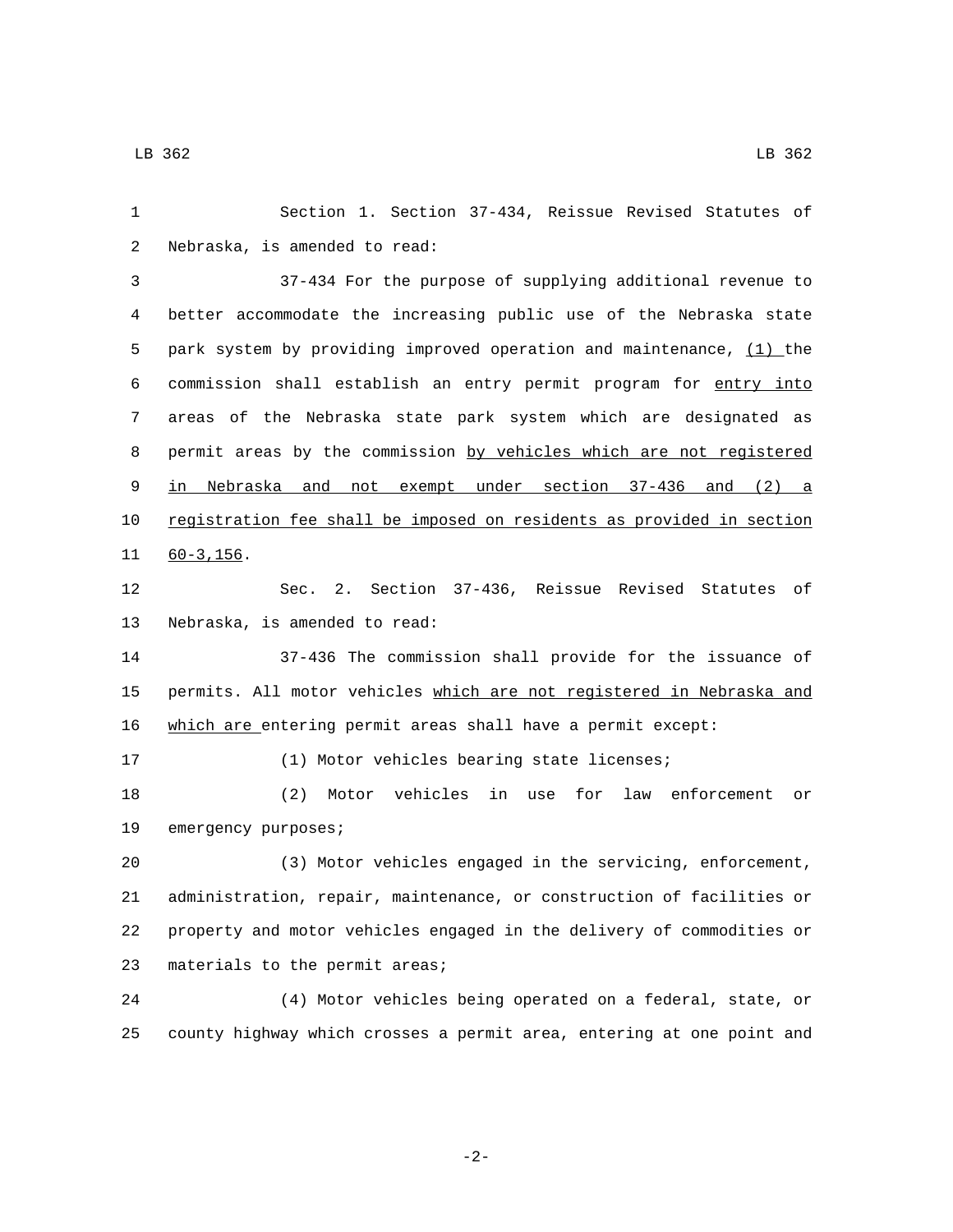Section 1. Section 37-434, Reissue Revised Statutes of Nebraska, is amended to read:

37-434 For the purpose of supplying additional revenue to better accommodate the increasing public use of the Nebraska state park system by providing improved operation and maintenance, <u>(1)</u> the commission shall establish an entry permit program for <u>entry into</u> areas of the Nebraska state park system which are designated as permit areas by the commission <u>by vehicles which are not registered in Nebraska and not exempt under section 37-436 and (2) a registration fee shall be imposed on residents as provided in section 60-3,156</u>.

Sec. 2. Section 37-436, Reissue Revised Statutes of Nebraska, is amended to read:

37-436 The commission shall provide for the issuance of permits. All motor vehicles <u>which are not registered in Nebraska and which are</u> entering permit areas shall have a permit except:

(1) Motor vehicles bearing state licenses;

(2) Motor vehicles in use for law enforcement or emergency purposes;

(3) Motor vehicles engaged in the servicing, enforcement, administration, repair, maintenance, or construction of facilities or property and motor vehicles engaged in the delivery of commodities or materials to the permit areas;

(4) Motor vehicles being operated on a federal, state, or county highway which crosses a permit area, entering at one point and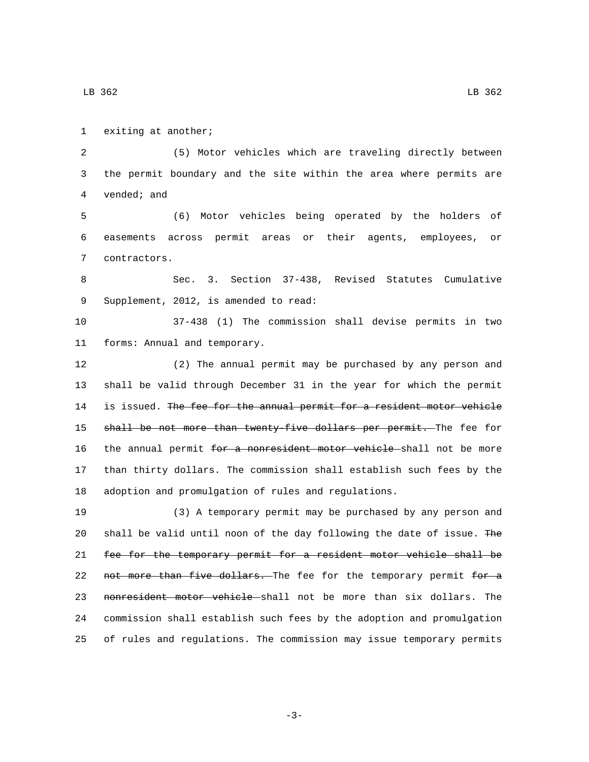exiting at another;

(5) Motor vehicles which are traveling directly between the permit boundary and the site within the area where permits are vended; and

(6) Motor vehicles being operated by the holders of easements across permit areas or their agents, employees, or contractors.

Sec. 3. Section 37-438, Revised Statutes Cumulative Supplement, 2012, is amended to read:

37-438 (1) The commission shall devise permits in two forms: Annual and temporary.

(2) The annual permit may be purchased by any person and shall be valid through December 31 in the year for which the permit is issued. ~~The fee for the annual permit for a resident motor vehicle shall be not more than twenty-five dollars per permit.~~ The fee for the annual permit ~~for a nonresident motor vehicle~~ shall not be more than thirty dollars. The commission shall establish such fees by the adoption and promulgation of rules and regulations.

(3) A temporary permit may be purchased by any person and shall be valid until noon of the day following the date of issue. ~~The fee for the temporary permit for a resident motor vehicle shall be not more than five dollars.~~ The fee for the temporary permit ~~for a nonresident motor vehicle~~ shall not be more than six dollars. The commission shall establish such fees by the adoption and promulgation of rules and regulations. The commission may issue temporary permits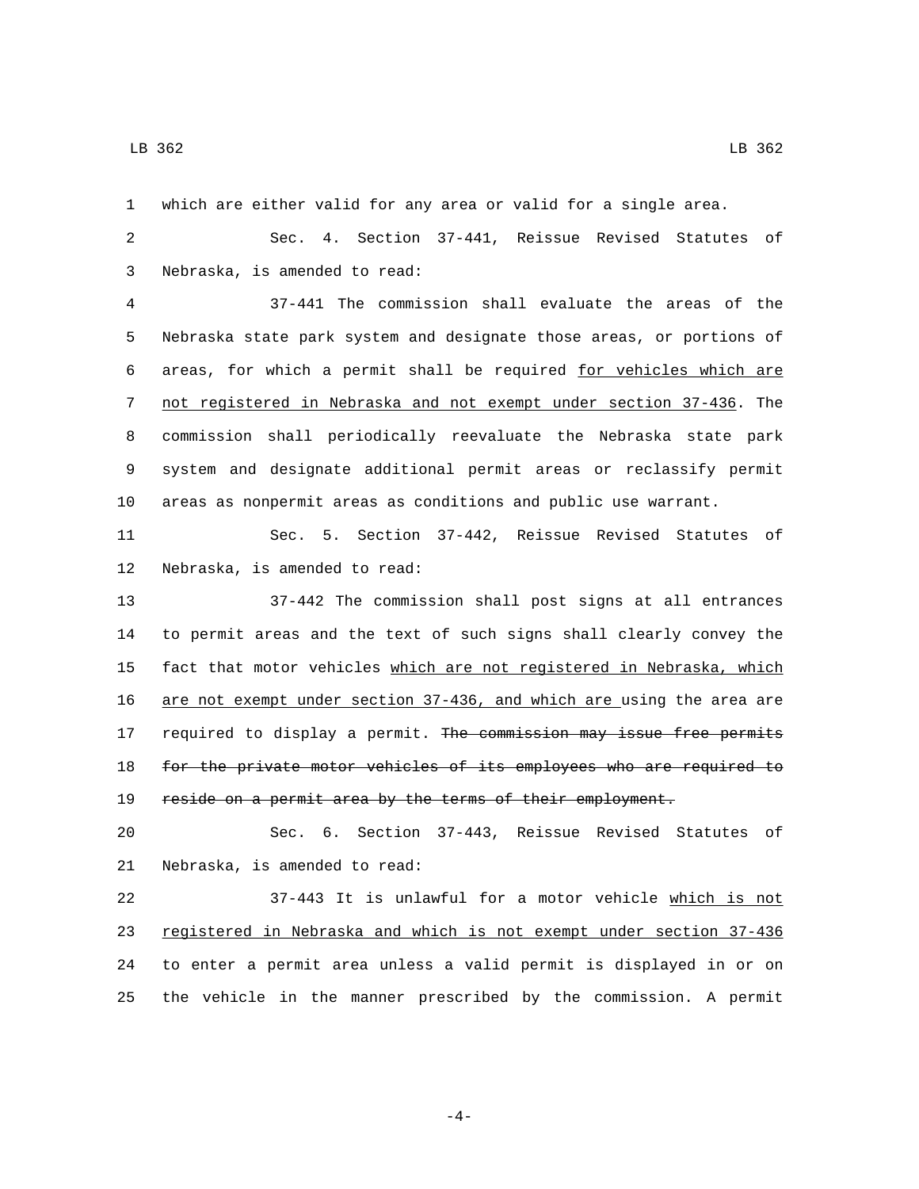which are either valid for any area or valid for a single area.

Sec. 4. Section 37-441, Reissue Revised Statutes of Nebraska, is amended to read:

37-441 The commission shall evaluate the areas of the Nebraska state park system and designate those areas, or portions of areas, for which a permit shall be required <u>for vehicles which are not registered in Nebraska and not exempt under section 37-436</u>. The commission shall periodically reevaluate the Nebraska state park system and designate additional permit areas or reclassify permit areas as nonpermit areas as conditions and public use warrant.

Sec. 5. Section 37-442, Reissue Revised Statutes of Nebraska, is amended to read:

37-442 The commission shall post signs at all entrances to permit areas and the text of such signs shall clearly convey the fact that motor vehicles <u>which are not registered in Nebraska, which are not exempt under section 37-436, and which are</u> using the area are required to display a permit. ~~The commission may issue free permits for the private motor vehicles of its employees who are required to reside on a permit area by the terms of their employment.~~

Sec. 6. Section 37-443, Reissue Revised Statutes of Nebraska, is amended to read:

37-443 It is unlawful for a motor vehicle <u>which is not registered in Nebraska and which is not exempt under section 37-436</u> to enter a permit area unless a valid permit is displayed in or on the vehicle in the manner prescribed by the commission. A permit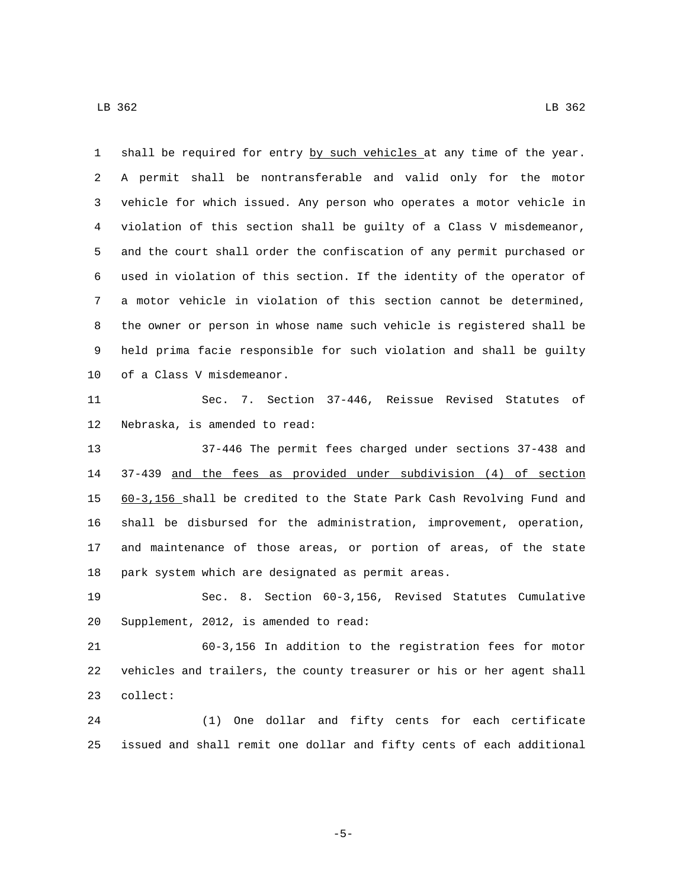shall be required for entry <u>by such vehicles</u> at any time of the year. A permit shall be nontransferable and valid only for the motor vehicle for which issued. Any person who operates a motor vehicle in violation of this section shall be guilty of a Class V misdemeanor, and the court shall order the confiscation of any permit purchased or used in violation of this section. If the identity of the operator of a motor vehicle in violation of this section cannot be determined, the owner or person in whose name such vehicle is registered shall be held prima facie responsible for such violation and shall be guilty of a Class V misdemeanor.

Sec. 7. Section 37-446, Reissue Revised Statutes of Nebraska, is amended to read:

37-446 The permit fees charged under sections 37-438 and 37-439 <u>and the fees as provided under subdivision (4) of section 60-3,156</u> shall be credited to the State Park Cash Revolving Fund and shall be disbursed for the administration, improvement, operation, and maintenance of those areas, or portion of areas, of the state park system which are designated as permit areas.

Sec. 8. Section 60-3,156, Revised Statutes Cumulative Supplement, 2012, is amended to read:

60-3,156 In addition to the registration fees for motor vehicles and trailers, the county treasurer or his or her agent shall collect:

(1) One dollar and fifty cents for each certificate issued and shall remit one dollar and fifty cents of each additional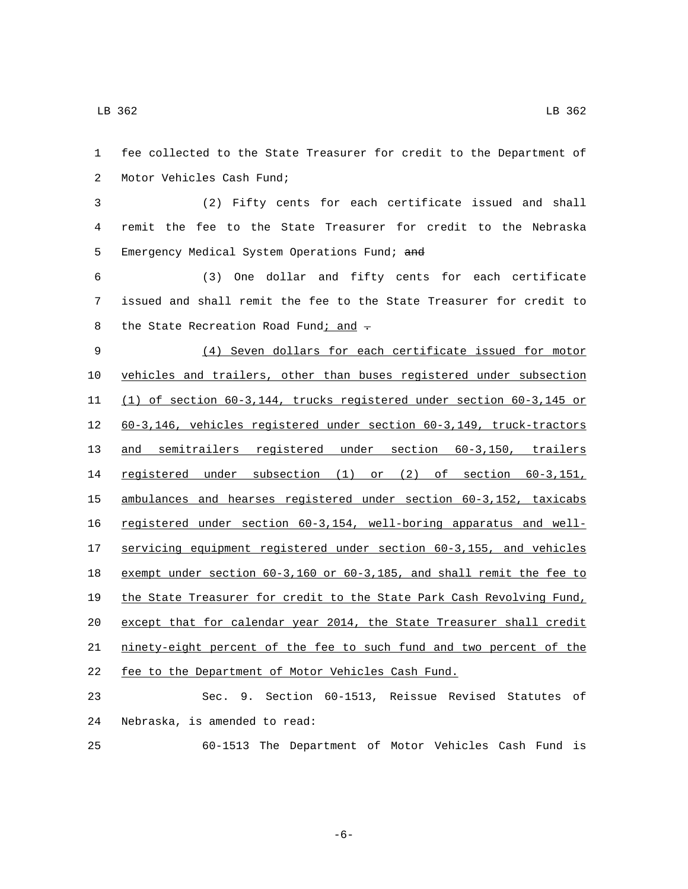fee collected to the State Treasurer for credit to the Department of Motor Vehicles Cash Fund;

(2) Fifty cents for each certificate issued and shall remit the fee to the State Treasurer for credit to the Nebraska Emergency Medical System Operations Fund; ~~and~~

(3) One dollar and fifty cents for each certificate issued and shall remit the fee to the State Treasurer for credit to the State Recreation Road Fund; and ~~.~~

(4) Seven dollars for each certificate issued for motor vehicles and trailers, other than buses registered under subsection (1) of section 60-3,144, trucks registered under section 60-3,145 or 60-3,146, vehicles registered under section 60-3,149, truck-tractors and semitrailers registered under section 60-3,150, trailers registered under subsection (1) or (2) of section 60-3,151, ambulances and hearses registered under section 60-3,152, taxicabs registered under section 60-3,154, well-boring apparatus and well-servicing equipment registered under section 60-3,155, and vehicles exempt under section 60-3,160 or 60-3,185, and shall remit the fee to the State Treasurer for credit to the State Park Cash Revolving Fund, except that for calendar year 2014, the State Treasurer shall credit ninety-eight percent of the fee to such fund and two percent of the fee to the Department of Motor Vehicles Cash Fund.

Sec. 9. Section 60-1513, Reissue Revised Statutes of Nebraska, is amended to read:

60-1513 The Department of Motor Vehicles Cash Fund is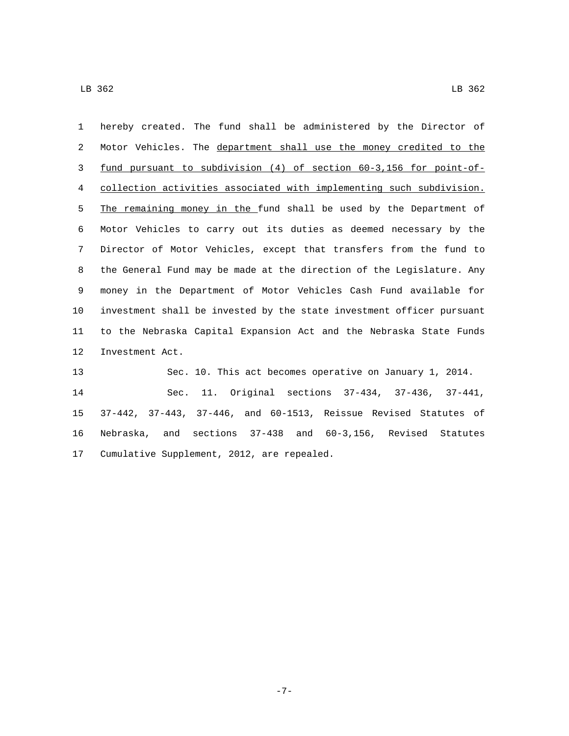hereby created. The fund shall be administered by the Director of Motor Vehicles. The department shall use the money credited to the fund pursuant to subdivision (4) of section 60-3,156 for point-of-collection activities associated with implementing such subdivision. The remaining money in the fund shall be used by the Department of Motor Vehicles to carry out its duties as deemed necessary by the Director of Motor Vehicles, except that transfers from the fund to the General Fund may be made at the direction of the Legislature. Any money in the Department of Motor Vehicles Cash Fund available for investment shall be invested by the state investment officer pursuant to the Nebraska Capital Expansion Act and the Nebraska State Funds Investment Act.

Sec. 10. This act becomes operative on January 1, 2014.

Sec. 11. Original sections 37-434, 37-436, 37-441, 37-442, 37-443, 37-446, and 60-1513, Reissue Revised Statutes of Nebraska, and sections 37-438 and 60-3,156, Revised Statutes Cumulative Supplement, 2012, are repealed.